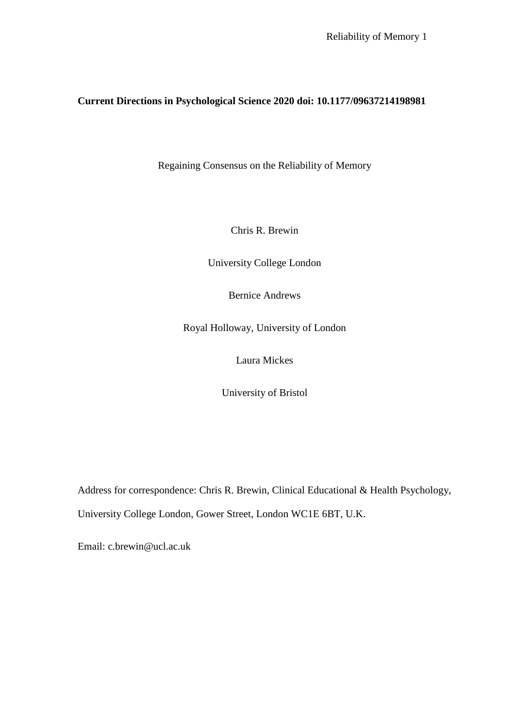**Current Directions in Psychological Science 2020 doi: 10.1177/09637214198981**

# Regaining Consensus on the Reliability of Memory

Chris R. Brewin

University College London

Bernice Andrews

Royal Holloway, University of London

Laura Mickes

University of Bristol

Address for correspondence: Chris R. Brewin, Clinical Educational & Health Psychology, University College London, Gower Street, London WC1E 6BT, U.K.

Email: c.brewin@ucl.ac.uk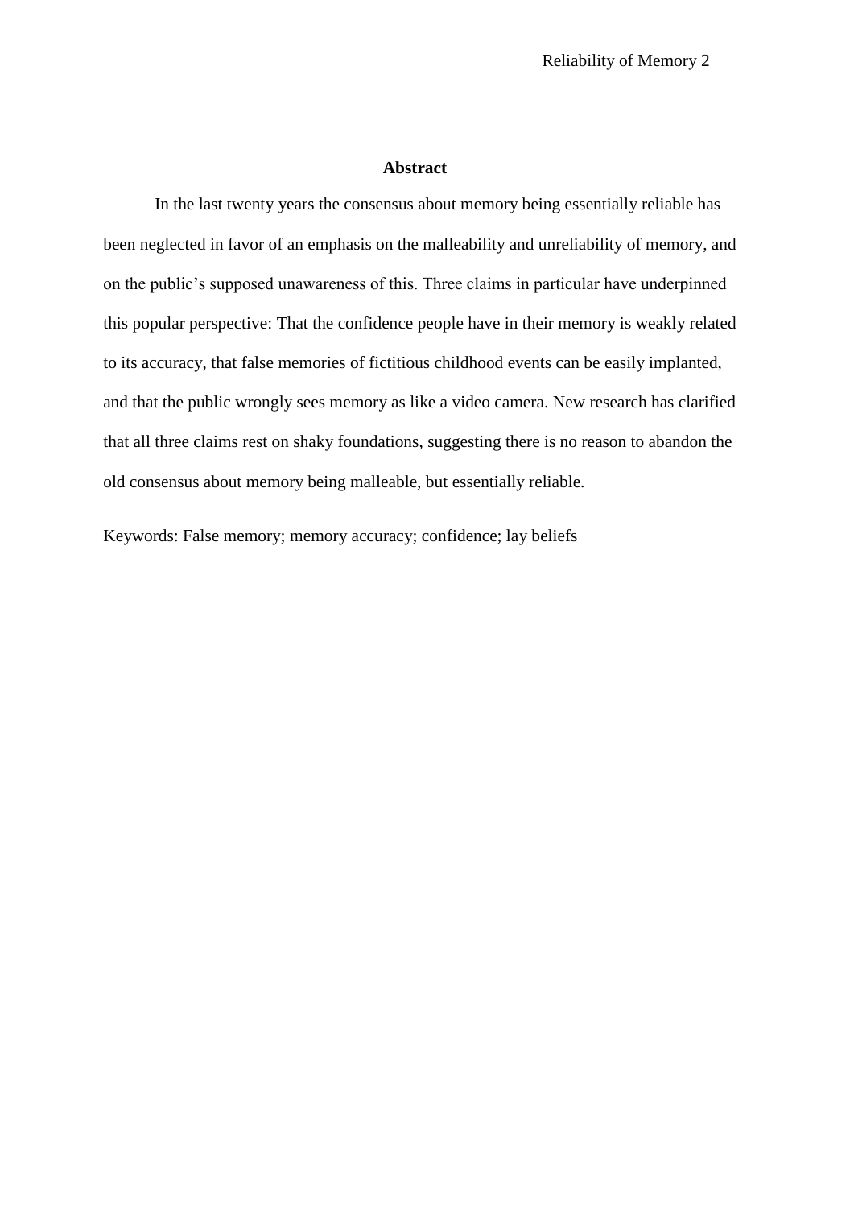## Abstract

In the last twenty years the consensus about memory being essentially reliable has been neglected in favor of an emphasis on the malleability and unreliability of memory, and on the public's supposed unawareness of this. Three claims in particular have underpinned this popular perspective: That the confidence people have in their memory is weakly related to its accuracy, that false memories of fictitious childhood events can be easily implanted, and that the public wrongly sees memory as like a video camera. New research has clarified that all three claims rest on shaky foundations, suggesting there is no reason to abandon the old consensus about memory being malleable, but essentially reliable.

Keywords: False memory; memory accuracy; confidence; lay beliefs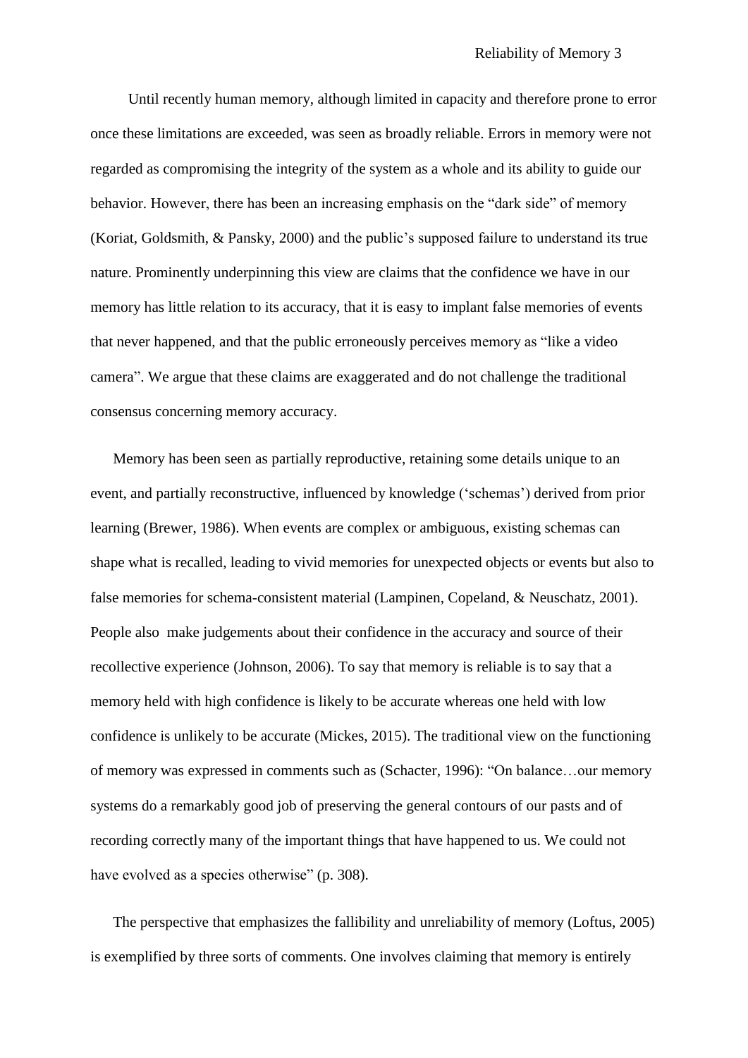Until recently human memory, although limited in capacity and therefore prone to error once these limitations are exceeded, was seen as broadly reliable. Errors in memory were not regarded as compromising the integrity of the system as a whole and its ability to guide our behavior. However, there has been an increasing emphasis on the "dark side" of memory (Koriat, Goldsmith, & Pansky, 2000) and the public's supposed failure to understand its true nature. Prominently underpinning this view are claims that the confidence we have in our memory has little relation to its accuracy, that it is easy to implant false memories of events that never happened, and that the public erroneously perceives memory as "like a video camera". We argue that these claims are exaggerated and do not challenge the traditional consensus concerning memory accuracy.

Memory has been seen as partially reproductive, retaining some details unique to an event, and partially reconstructive, influenced by knowledge ('schemas') derived from prior learning (Brewer, 1986). When events are complex or ambiguous, existing schemas can shape what is recalled, leading to vivid memories for unexpected objects or events but also to false memories for schema-consistent material (Lampinen, Copeland, & Neuschatz, 2001). People also make judgements about their confidence in the accuracy and source of their recollective experience (Johnson, 2006). To say that memory is reliable is to say that a memory held with high confidence is likely to be accurate whereas one held with low confidence is unlikely to be accurate (Mickes, 2015). The traditional view on the functioning of memory was expressed in comments such as (Schacter, 1996): "On balance…our memory systems do a remarkably good job of preserving the general contours of our pasts and of recording correctly many of the important things that have happened to us. We could not have evolved as a species otherwise" (p. 308).

The perspective that emphasizes the fallibility and unreliability of memory (Loftus, 2005) is exemplified by three sorts of comments. One involves claiming that memory is entirely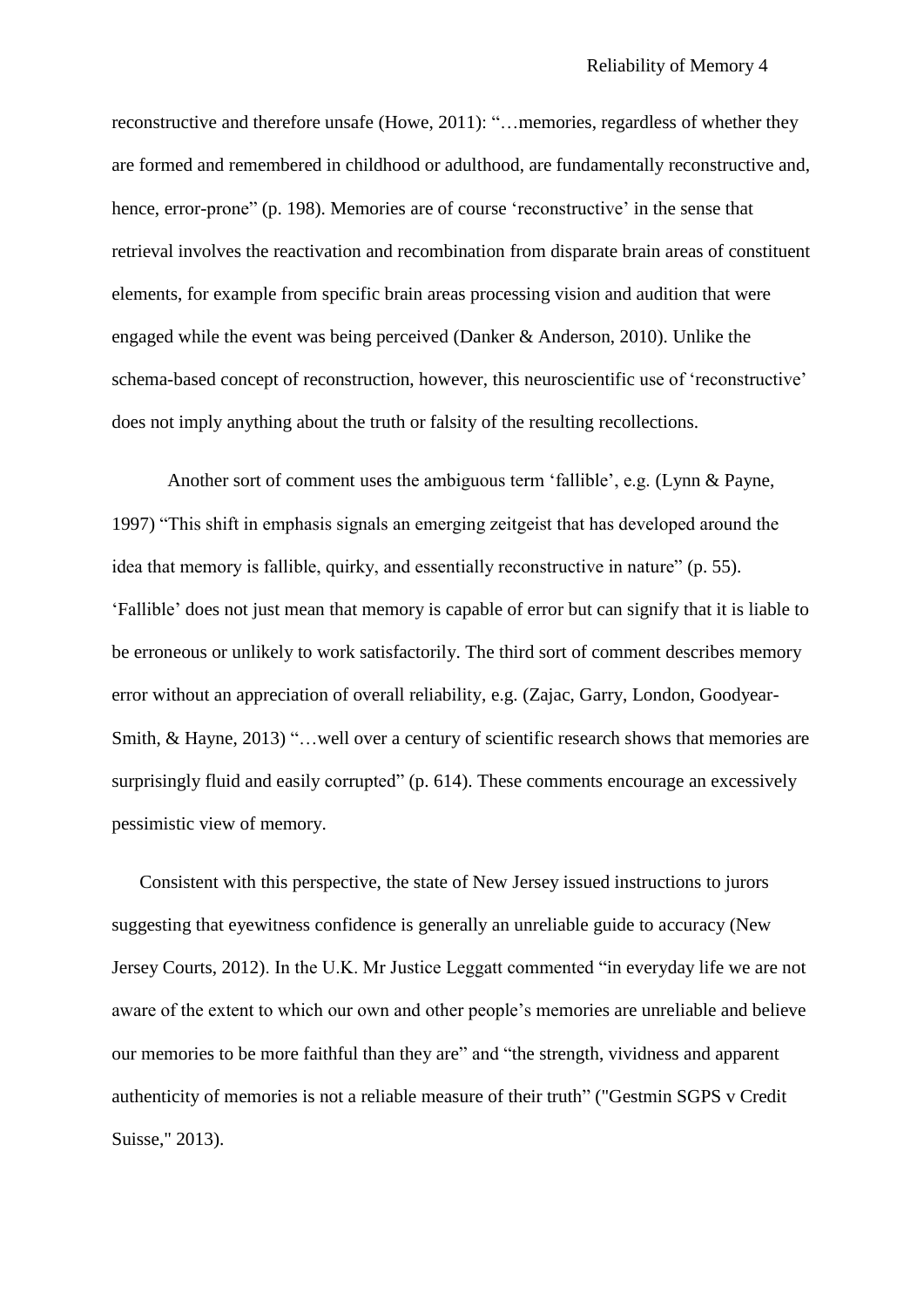reconstructive and therefore unsafe (Howe, 2011): "…memories, regardless of whether they are formed and remembered in childhood or adulthood, are fundamentally reconstructive and, hence, error-prone" (p. 198). Memories are of course 'reconstructive' in the sense that retrieval involves the reactivation and recombination from disparate brain areas of constituent elements, for example from specific brain areas processing vision and audition that were engaged while the event was being perceived (Danker & Anderson, 2010). Unlike the schema-based concept of reconstruction, however, this neuroscientific use of 'reconstructive' does not imply anything about the truth or falsity of the resulting recollections.

Another sort of comment uses the ambiguous term 'fallible', e.g. (Lynn & Payne, 1997) "This shift in emphasis signals an emerging zeitgeist that has developed around the idea that memory is fallible, quirky, and essentially reconstructive in nature" (p. 55). 'Fallible' does not just mean that memory is capable of error but can signify that it is liable to be erroneous or unlikely to work satisfactorily. The third sort of comment describes memory error without an appreciation of overall reliability, e.g. (Zajac, Garry, London, Goodyear-Smith, & Hayne, 2013) "…well over a century of scientific research shows that memories are surprisingly fluid and easily corrupted" (p. 614). These comments encourage an excessively pessimistic view of memory.

Consistent with this perspective, the state of New Jersey issued instructions to jurors suggesting that eyewitness confidence is generally an unreliable guide to accuracy (New Jersey Courts, 2012). In the U.K. Mr Justice Leggatt commented "in everyday life we are not aware of the extent to which our own and other people's memories are unreliable and believe our memories to be more faithful than they are" and "the strength, vividness and apparent authenticity of memories is not a reliable measure of their truth" ("Gestmin SGPS v Credit Suisse," 2013).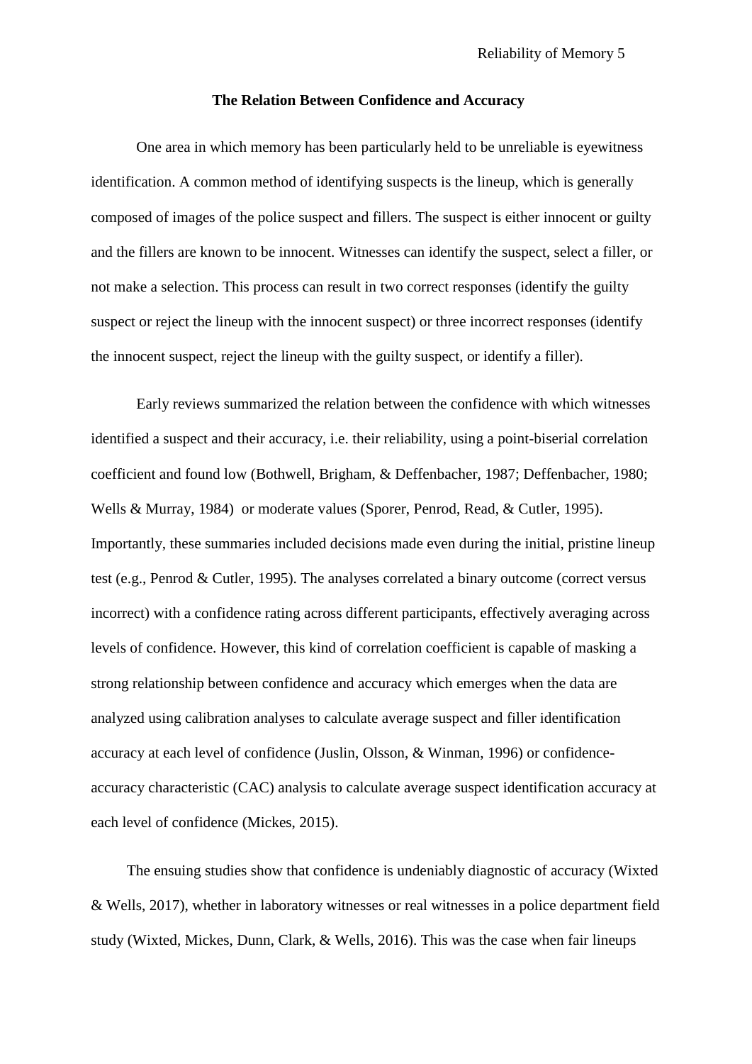## The Relation Between Confidence and Accuracy

One area in which memory has been particularly held to be unreliable is eyewitness identification. A common method of identifying suspects is the lineup, which is generally composed of images of the police suspect and fillers. The suspect is either innocent or guilty and the fillers are known to be innocent. Witnesses can identify the suspect, select a filler, or not make a selection. This process can result in two correct responses (identify the guilty suspect or reject the lineup with the innocent suspect) or three incorrect responses (identify the innocent suspect, reject the lineup with the guilty suspect, or identify a filler).

Early reviews summarized the relation between the confidence with which witnesses identified a suspect and their accuracy, i.e. their reliability, using a point-biserial correlation coefficient and found low (Bothwell, Brigham, & Deffenbacher, 1987; Deffenbacher, 1980; Wells & Murray, 1984) or moderate values (Sporer, Penrod, Read, & Cutler, 1995). Importantly, these summaries included decisions made even during the initial, pristine lineup test (e.g., Penrod & Cutler, 1995). The analyses correlated a binary outcome (correct versus incorrect) with a confidence rating across different participants, effectively averaging across levels of confidence. However, this kind of correlation coefficient is capable of masking a strong relationship between confidence and accuracy which emerges when the data are analyzed using calibration analyses to calculate average suspect and filler identification accuracy at each level of confidence (Juslin, Olsson, & Winman, 1996) or confidence-accuracy characteristic (CAC) analysis to calculate average suspect identification accuracy at each level of confidence (Mickes, 2015).

The ensuing studies show that confidence is undeniably diagnostic of accuracy (Wixted & Wells, 2017), whether in laboratory witnesses or real witnesses in a police department field study (Wixted, Mickes, Dunn, Clark, & Wells, 2016). This was the case when fair lineups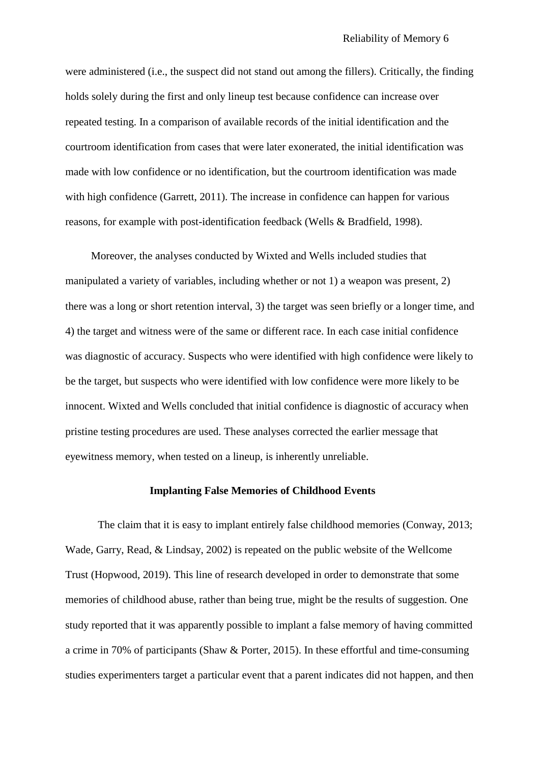were administered (i.e., the suspect did not stand out among the fillers). Critically, the finding holds solely during the first and only lineup test because confidence can increase over repeated testing. In a comparison of available records of the initial identification and the courtroom identification from cases that were later exonerated, the initial identification was made with low confidence or no identification, but the courtroom identification was made with high confidence (Garrett, 2011). The increase in confidence can happen for various reasons, for example with post-identification feedback (Wells & Bradfield, 1998).

Moreover, the analyses conducted by Wixted and Wells included studies that manipulated a variety of variables, including whether or not 1) a weapon was present, 2) there was a long or short retention interval, 3) the target was seen briefly or a longer time, and 4) the target and witness were of the same or different race. In each case initial confidence was diagnostic of accuracy. Suspects who were identified with high confidence were likely to be the target, but suspects who were identified with low confidence were more likely to be innocent. Wixted and Wells concluded that initial confidence is diagnostic of accuracy when pristine testing procedures are used. These analyses corrected the earlier message that eyewitness memory, when tested on a lineup, is inherently unreliable.

## Implanting False Memories of Childhood Events

The claim that it is easy to implant entirely false childhood memories (Conway, 2013; Wade, Garry, Read, & Lindsay, 2002) is repeated on the public website of the Wellcome Trust (Hopwood, 2019). This line of research developed in order to demonstrate that some memories of childhood abuse, rather than being true, might be the results of suggestion. One study reported that it was apparently possible to implant a false memory of having committed a crime in 70% of participants (Shaw & Porter, 2015). In these effortful and time-consuming studies experimenters target a particular event that a parent indicates did not happen, and then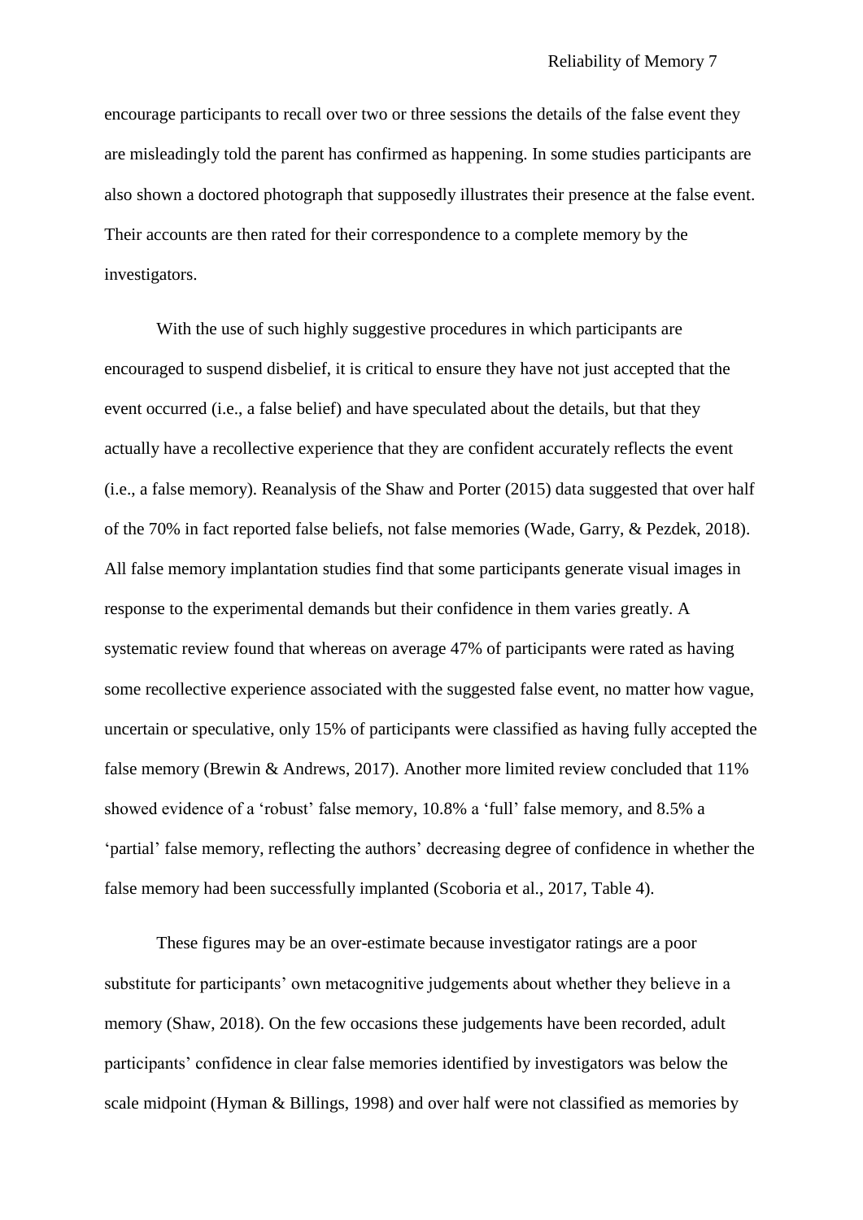encourage participants to recall over two or three sessions the details of the false event they are misleadingly told the parent has confirmed as happening. In some studies participants are also shown a doctored photograph that supposedly illustrates their presence at the false event. Their accounts are then rated for their correspondence to a complete memory by the investigators.

With the use of such highly suggestive procedures in which participants are encouraged to suspend disbelief, it is critical to ensure they have not just accepted that the event occurred (i.e., a false belief) and have speculated about the details, but that they actually have a recollective experience that they are confident accurately reflects the event (i.e., a false memory). Reanalysis of the Shaw and Porter (2015) data suggested that over half of the 70% in fact reported false beliefs, not false memories (Wade, Garry, & Pezdek, 2018). All false memory implantation studies find that some participants generate visual images in response to the experimental demands but their confidence in them varies greatly. A systematic review found that whereas on average 47% of participants were rated as having some recollective experience associated with the suggested false event, no matter how vague, uncertain or speculative, only 15% of participants were classified as having fully accepted the false memory (Brewin & Andrews, 2017). Another more limited review concluded that 11% showed evidence of a 'robust' false memory, 10.8% a 'full' false memory, and 8.5% a 'partial' false memory, reflecting the authors' decreasing degree of confidence in whether the false memory had been successfully implanted (Scoboria et al., 2017, Table 4).

These figures may be an over-estimate because investigator ratings are a poor substitute for participants' own metacognitive judgements about whether they believe in a memory (Shaw, 2018). On the few occasions these judgements have been recorded, adult participants' confidence in clear false memories identified by investigators was below the scale midpoint (Hyman & Billings, 1998) and over half were not classified as memories by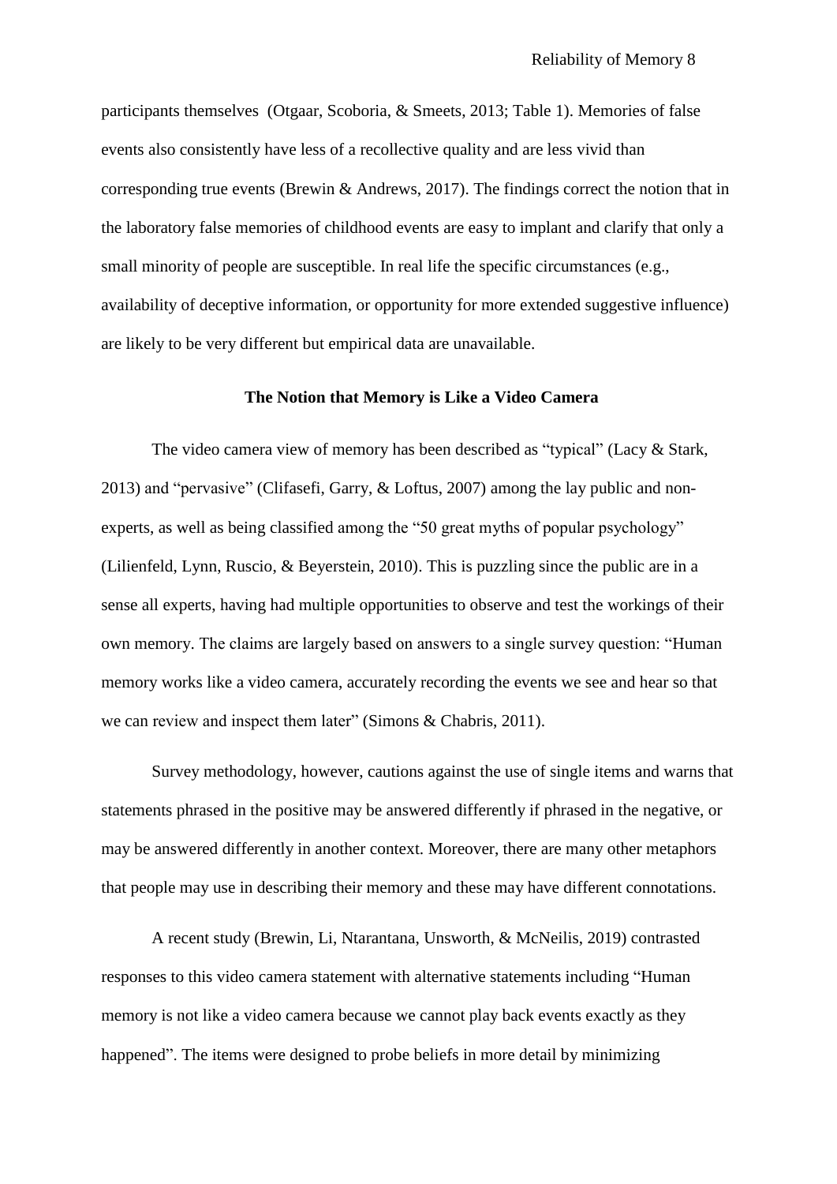participants themselves  (Otgaar, Scoboria, & Smeets, 2013; Table 1). Memories of false events also consistently have less of a recollective quality and are less vivid than corresponding true events (Brewin & Andrews, 2017). The findings correct the notion that in the laboratory false memories of childhood events are easy to implant and clarify that only a small minority of people are susceptible. In real life the specific circumstances (e.g., availability of deceptive information, or opportunity for more extended suggestive influence) are likely to be very different but empirical data are unavailable.

## The Notion that Memory is Like a Video Camera

The video camera view of memory has been described as "typical" (Lacy & Stark, 2013) and "pervasive" (Clifasefi, Garry, & Loftus, 2007) among the lay public and non-experts, as well as being classified among the "50 great myths of popular psychology" (Lilienfeld, Lynn, Ruscio, & Beyerstein, 2010). This is puzzling since the public are in a sense all experts, having had multiple opportunities to observe and test the workings of their own memory. The claims are largely based on answers to a single survey question: "Human memory works like a video camera, accurately recording the events we see and hear so that we can review and inspect them later" (Simons & Chabris, 2011).

Survey methodology, however, cautions against the use of single items and warns that statements phrased in the positive may be answered differently if phrased in the negative, or may be answered differently in another context. Moreover, there are many other metaphors that people may use in describing their memory and these may have different connotations.

A recent study (Brewin, Li, Ntarantana, Unsworth, & McNeilis, 2019) contrasted responses to this video camera statement with alternative statements including "Human memory is not like a video camera because we cannot play back events exactly as they happened". The items were designed to probe beliefs in more detail by minimizing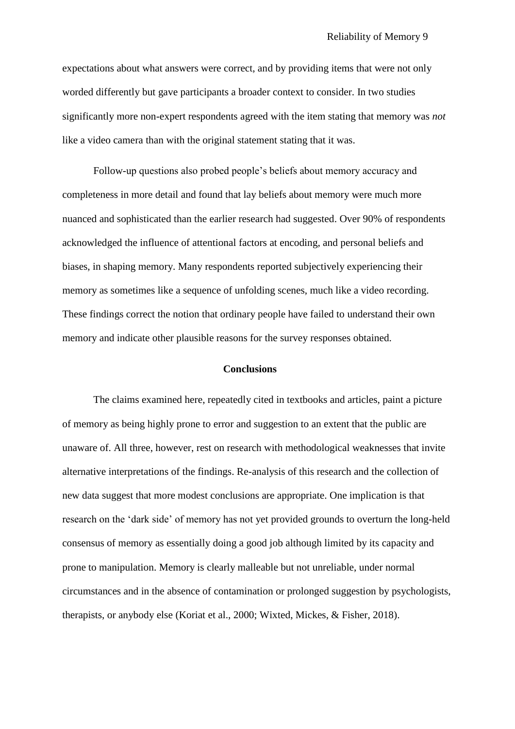expectations about what answers were correct, and by providing items that were not only worded differently but gave participants a broader context to consider. In two studies significantly more non-expert respondents agreed with the item stating that memory was *not* like a video camera than with the original statement stating that it was.

Follow-up questions also probed people's beliefs about memory accuracy and completeness in more detail and found that lay beliefs about memory were much more nuanced and sophisticated than the earlier research had suggested. Over 90% of respondents acknowledged the influence of attentional factors at encoding, and personal beliefs and biases, in shaping memory. Many respondents reported subjectively experiencing their memory as sometimes like a sequence of unfolding scenes, much like a video recording. These findings correct the notion that ordinary people have failed to understand their own memory and indicate other plausible reasons for the survey responses obtained.

## Conclusions

The claims examined here, repeatedly cited in textbooks and articles, paint a picture of memory as being highly prone to error and suggestion to an extent that the public are unaware of. All three, however, rest on research with methodological weaknesses that invite alternative interpretations of the findings. Re-analysis of this research and the collection of new data suggest that more modest conclusions are appropriate. One implication is that research on the 'dark side' of memory has not yet provided grounds to overturn the long-held consensus of memory as essentially doing a good job although limited by its capacity and prone to manipulation. Memory is clearly malleable but not unreliable, under normal circumstances and in the absence of contamination or prolonged suggestion by psychologists, therapists, or anybody else (Koriat et al., 2000; Wixted, Mickes, & Fisher, 2018).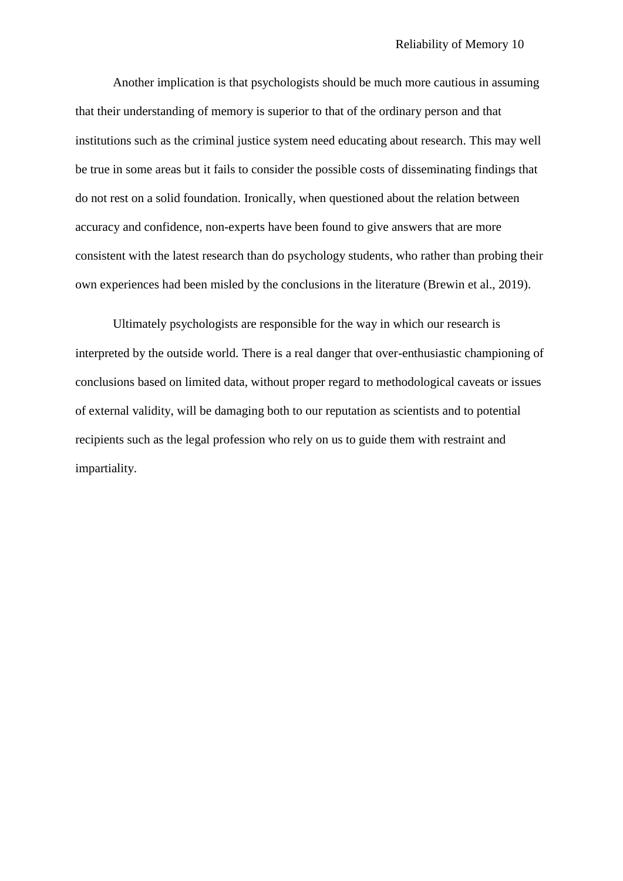Another implication is that psychologists should be much more cautious in assuming that their understanding of memory is superior to that of the ordinary person and that institutions such as the criminal justice system need educating about research. This may well be true in some areas but it fails to consider the possible costs of disseminating findings that do not rest on a solid foundation. Ironically, when questioned about the relation between accuracy and confidence, non-experts have been found to give answers that are more consistent with the latest research than do psychology students, who rather than probing their own experiences had been misled by the conclusions in the literature (Brewin et al., 2019).

Ultimately psychologists are responsible for the way in which our research is interpreted by the outside world. There is a real danger that over-enthusiastic championing of conclusions based on limited data, without proper regard to methodological caveats or issues of external validity, will be damaging both to our reputation as scientists and to potential recipients such as the legal profession who rely on us to guide them with restraint and impartiality.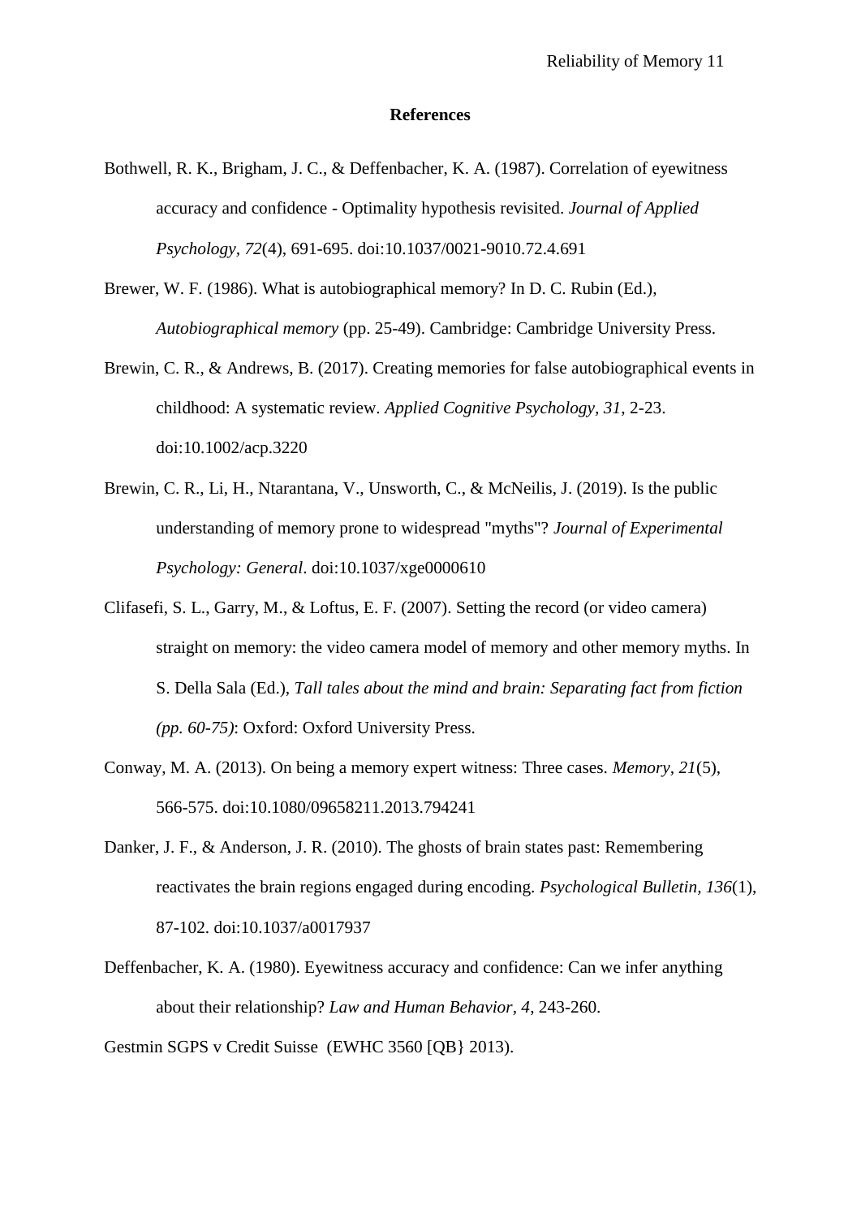# References

Bothwell, R. K., Brigham, J. C., & Deffenbacher, K. A. (1987). Correlation of eyewitness accuracy and confidence - Optimality hypothesis revisited. *Journal of Applied Psychology, 72*(4), 691-695. doi:10.1037/0021-9010.72.4.691

Brewer, W. F. (1986). What is autobiographical memory? In D. C. Rubin (Ed.), *Autobiographical memory* (pp. 25-49). Cambridge: Cambridge University Press.

Brewin, C. R., & Andrews, B. (2017). Creating memories for false autobiographical events in childhood: A systematic review. *Applied Cognitive Psychology, 31*, 2-23. doi:10.1002/acp.3220

Brewin, C. R., Li, H., Ntarantana, V., Unsworth, C., & McNeilis, J. (2019). Is the public understanding of memory prone to widespread "myths"? *Journal of Experimental Psychology: General*. doi:10.1037/xge0000610

Clifasefi, S. L., Garry, M., & Loftus, E. F. (2007). Setting the record (or video camera) straight on memory: the video camera model of memory and other memory myths. In S. Della Sala (Ed.), *Tall tales about the mind and brain: Separating fact from fiction (pp. 60-75)*: Oxford: Oxford University Press.

Conway, M. A. (2013). On being a memory expert witness: Three cases. *Memory, 21*(5), 566-575. doi:10.1080/09658211.2013.794241

Danker, J. F., & Anderson, J. R. (2010). The ghosts of brain states past: Remembering reactivates the brain regions engaged during encoding. *Psychological Bulletin, 136*(1), 87-102. doi:10.1037/a0017937

Deffenbacher, K. A. (1980). Eyewitness accuracy and confidence: Can we infer anything about their relationship? *Law and Human Behavior, 4*, 243-260.

Gestmin SGPS v Credit Suisse (EWHC 3560 [QB} 2013).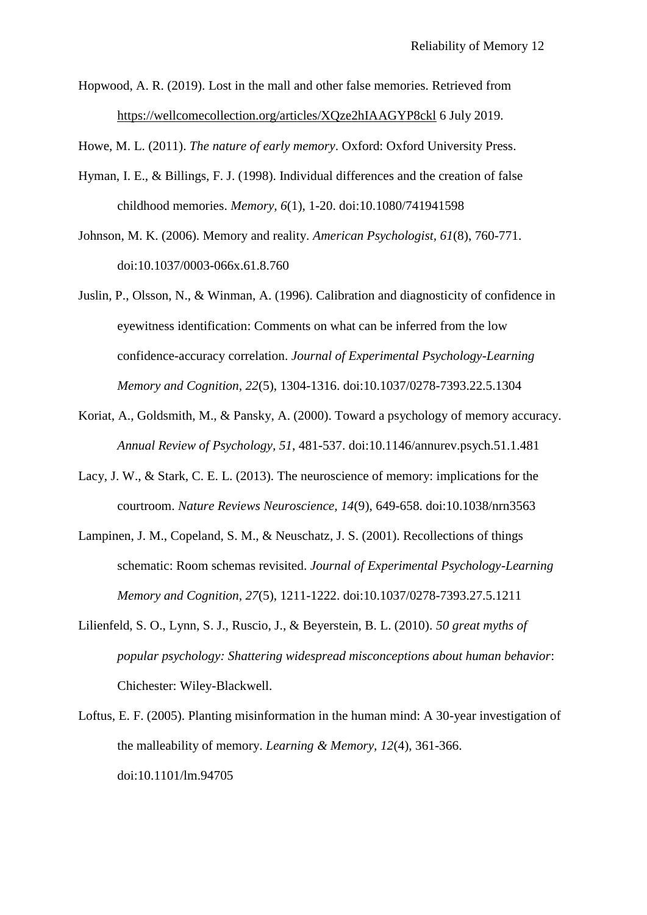Hopwood, A. R. (2019). Lost in the mall and other false memories. Retrieved from https://wellcomecollection.org/articles/XQze2hIAAGYP8ckl 6 July 2019.

Howe, M. L. (2011). *The nature of early memory*. Oxford: Oxford University Press.

Hyman, I. E., & Billings, F. J. (1998). Individual differences and the creation of false childhood memories. *Memory, 6*(1), 1-20. doi:10.1080/741941598

Johnson, M. K. (2006). Memory and reality. *American Psychologist, 61*(8), 760-771. doi:10.1037/0003-066x.61.8.760

Juslin, P., Olsson, N., & Winman, A. (1996). Calibration and diagnosticity of confidence in eyewitness identification: Comments on what can be inferred from the low confidence-accuracy correlation. *Journal of Experimental Psychology-Learning Memory and Cognition, 22*(5), 1304-1316. doi:10.1037/0278-7393.22.5.1304

Koriat, A., Goldsmith, M., & Pansky, A. (2000). Toward a psychology of memory accuracy. *Annual Review of Psychology, 51*, 481-537. doi:10.1146/annurev.psych.51.1.481

Lacy, J. W., & Stark, C. E. L. (2013). The neuroscience of memory: implications for the courtroom. *Nature Reviews Neuroscience, 14*(9), 649-658. doi:10.1038/nrn3563

Lampinen, J. M., Copeland, S. M., & Neuschatz, J. S. (2001). Recollections of things schematic: Room schemas revisited. *Journal of Experimental Psychology-Learning Memory and Cognition, 27*(5), 1211-1222. doi:10.1037/0278-7393.27.5.1211

Lilienfeld, S. O., Lynn, S. J., Ruscio, J., & Beyerstein, B. L. (2010). *50 great myths of popular psychology: Shattering widespread misconceptions about human behavior*: Chichester: Wiley-Blackwell.

Loftus, E. F. (2005). Planting misinformation in the human mind: A 30-year investigation of the malleability of memory. *Learning & Memory, 12*(4), 361-366. doi:10.1101/lm.94705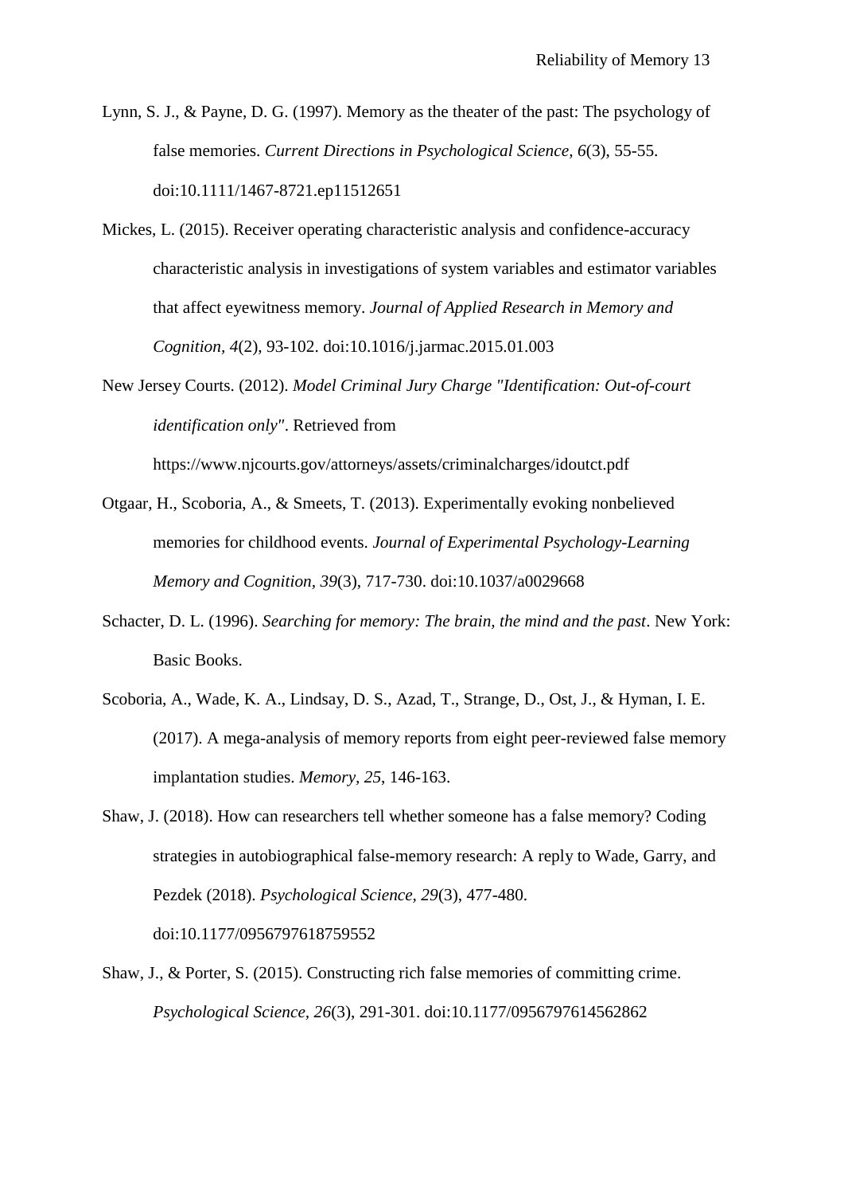Lynn, S. J., & Payne, D. G. (1997). Memory as the theater of the past: The psychology of false memories. *Current Directions in Psychological Science, 6*(3), 55-55. doi:10.1111/1467-8721.ep11512651

Mickes, L. (2015). Receiver operating characteristic analysis and confidence-accuracy characteristic analysis in investigations of system variables and estimator variables that affect eyewitness memory. *Journal of Applied Research in Memory and Cognition, 4*(2), 93-102. doi:10.1016/j.jarmac.2015.01.003

New Jersey Courts. (2012). *Model Criminal Jury Charge "Identification: Out-of-court identification only"*. Retrieved from https://www.njcourts.gov/attorneys/assets/criminalcharges/idoutct.pdf

Otgaar, H., Scoboria, A., & Smeets, T. (2013). Experimentally evoking nonbelieved memories for childhood events. *Journal of Experimental Psychology-Learning Memory and Cognition, 39*(3), 717-730. doi:10.1037/a0029668

Schacter, D. L. (1996). *Searching for memory: The brain, the mind and the past*. New York: Basic Books.

Scoboria, A., Wade, K. A., Lindsay, D. S., Azad, T., Strange, D., Ost, J., & Hyman, I. E. (2017). A mega-analysis of memory reports from eight peer-reviewed false memory implantation studies. *Memory, 25*, 146-163.

Shaw, J. (2018). How can researchers tell whether someone has a false memory? Coding strategies in autobiographical false-memory research: A reply to Wade, Garry, and Pezdek (2018). *Psychological Science, 29*(3), 477-480. doi:10.1177/0956797618759552

Shaw, J., & Porter, S. (2015). Constructing rich false memories of committing crime. *Psychological Science, 26*(3), 291-301. doi:10.1177/0956797614562862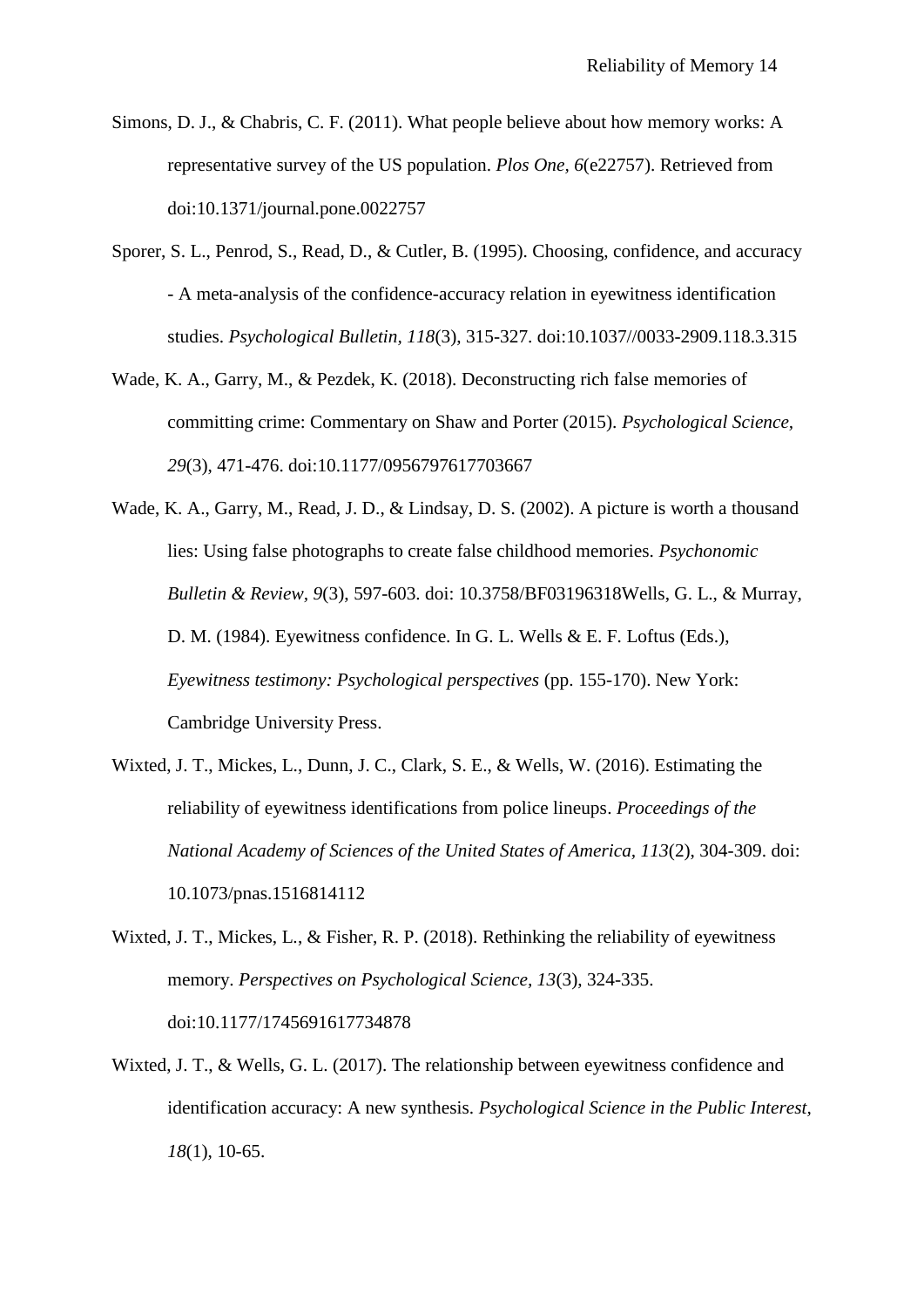Simons, D. J., & Chabris, C. F. (2011). What people believe about how memory works: A representative survey of the US population. *Plos One*, *6*(e22757). Retrieved from doi:10.1371/journal.pone.0022757

Sporer, S. L., Penrod, S., Read, D., & Cutler, B. (1995). Choosing, confidence, and accuracy - A meta-analysis of the confidence-accuracy relation in eyewitness identification studies. *Psychological Bulletin*, *118*(3), 315-327. doi:10.1037//0033-2909.118.3.315

Wade, K. A., Garry, M., & Pezdek, K. (2018). Deconstructing rich false memories of committing crime: Commentary on Shaw and Porter (2015). *Psychological Science*, *29*(3), 471-476. doi:10.1177/0956797617703667

Wade, K. A., Garry, M., Read, J. D., & Lindsay, D. S. (2002). A picture is worth a thousand lies: Using false photographs to create false childhood memories. *Psychonomic Bulletin & Review*, *9*(3), 597-603. doi: 10.3758/BF03196318Wells, G. L., & Murray, D. M. (1984). Eyewitness confidence. In G. L. Wells & E. F. Loftus (Eds.), *Eyewitness testimony: Psychological perspectives* (pp. 155-170). New York: Cambridge University Press.

Wixted, J. T., Mickes, L., Dunn, J. C., Clark, S. E., & Wells, W. (2016). Estimating the reliability of eyewitness identifications from police lineups. *Proceedings of the National Academy of Sciences of the United States of America, 113*(2), 304-309. doi: 10.1073/pnas.1516814112

Wixted, J. T., Mickes, L., & Fisher, R. P. (2018). Rethinking the reliability of eyewitness memory. *Perspectives on Psychological Science*, *13*(3), 324-335. doi:10.1177/1745691617734878

Wixted, J. T., & Wells, G. L. (2017). The relationship between eyewitness confidence and identification accuracy: A new synthesis. *Psychological Science in the Public Interest, 18*(1), 10-65.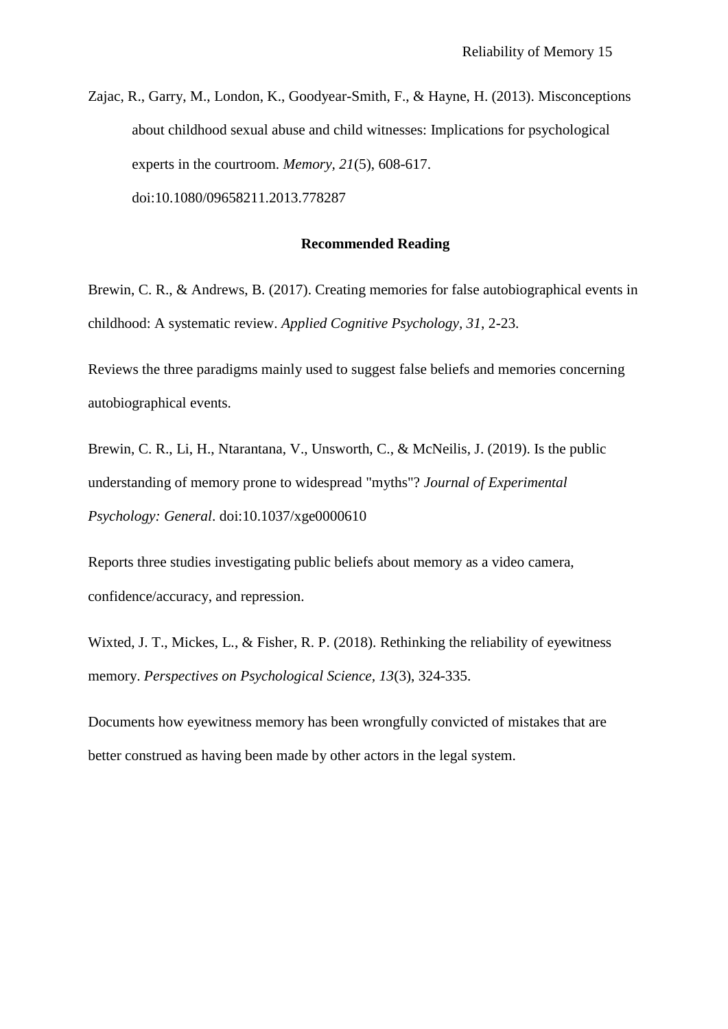Zajac, R., Garry, M., London, K., Goodyear-Smith, F., & Hayne, H. (2013). Misconceptions about childhood sexual abuse and child witnesses: Implications for psychological experts in the courtroom. *Memory, 21*(5), 608-617. doi:10.1080/09658211.2013.778287

## Recommended Reading

Brewin, C. R., & Andrews, B. (2017). Creating memories for false autobiographical events in childhood: A systematic review. *Applied Cognitive Psychology, 31*, 2-23.

Reviews the three paradigms mainly used to suggest false beliefs and memories concerning autobiographical events.

Brewin, C. R., Li, H., Ntarantana, V., Unsworth, C., & McNeilis, J. (2019). Is the public understanding of memory prone to widespread "myths"? *Journal of Experimental Psychology: General*. doi:10.1037/xge0000610

Reports three studies investigating public beliefs about memory as a video camera, confidence/accuracy, and repression.

Wixted, J. T., Mickes, L., & Fisher, R. P. (2018). Rethinking the reliability of eyewitness memory. *Perspectives on Psychological Science, 13*(3), 324-335.

Documents how eyewitness memory has been wrongfully convicted of mistakes that are better construed as having been made by other actors in the legal system.